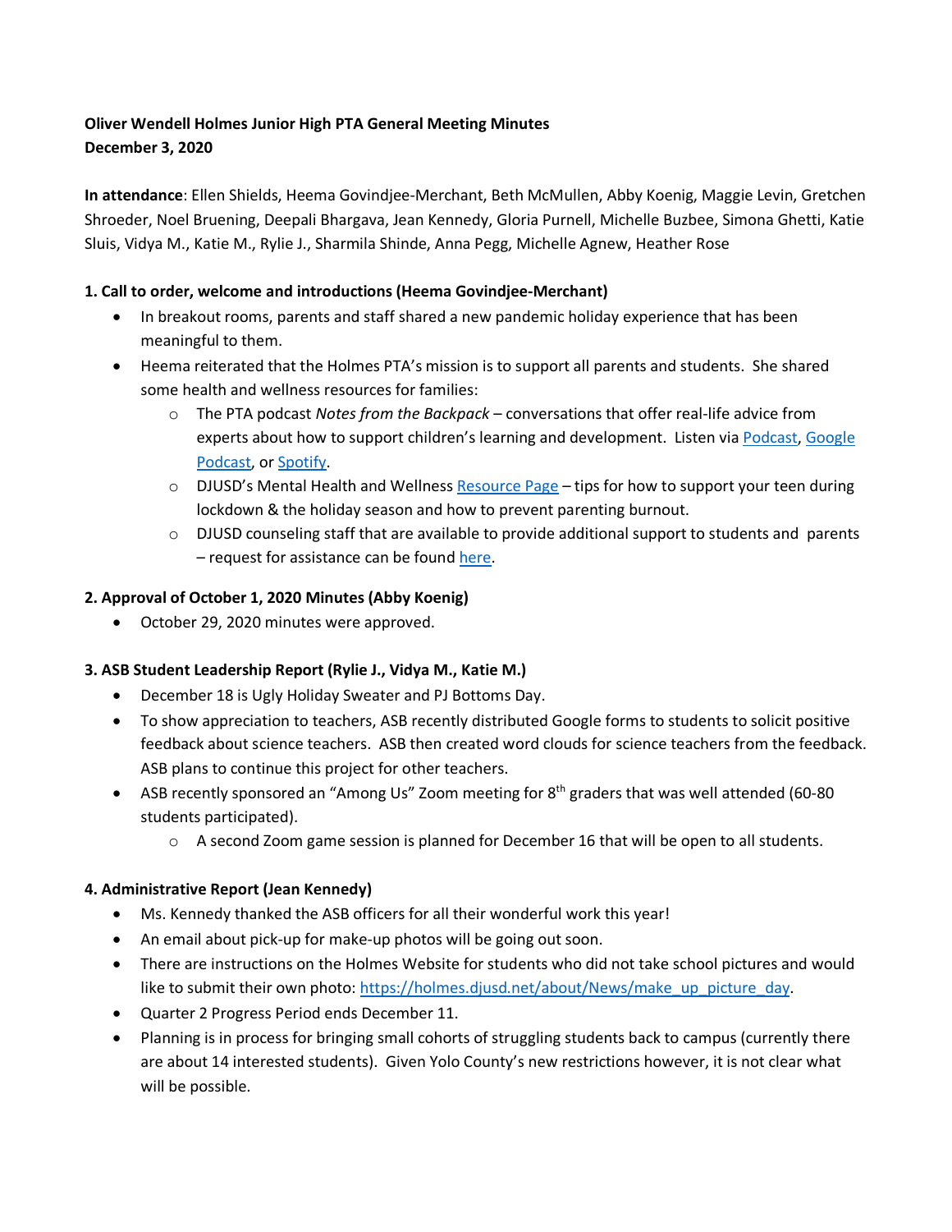**Oliver Wendell Holmes Junior High PTA General Meeting Minutes**
**December 3, 2020**

**In attendance**: Ellen Shields, Heema Govindjee-Merchant, Beth McMullen, Abby Koenig, Maggie Levin, Gretchen Shroeder, Noel Bruening, Deepali Bhargava, Jean Kennedy, Gloria Purnell, Michelle Buzbee, Simona Ghetti, Katie Sluis, Vidya M., Katie M., Rylie J., Sharmila Shinde, Anna Pegg, Michelle Agnew, Heather Rose

**1. Call to order, welcome and introductions (Heema Govindjee-Merchant)**

- In breakout rooms, parents and staff shared a new pandemic holiday experience that has been meaningful to them.
- Heema reiterated that the Holmes PTA's mission is to support all parents and students. She shared some health and wellness resources for families:
  - The PTA podcast *Notes from the Backpack* – conversations that offer real-life advice from experts about how to support children's learning and development. Listen via Podcast, Google Podcast, or Spotify.
  - DJUSD's Mental Health and Wellness Resource Page – tips for how to support your teen during lockdown & the holiday season and how to prevent parenting burnout.
  - DJUSD counseling staff that are available to provide additional support to students and parents – request for assistance can be found here.

**2. Approval of October 1, 2020 Minutes (Abby Koenig)**

- October 29, 2020 minutes were approved.

**3. ASB Student Leadership Report (Rylie J., Vidya M., Katie M.)**

- December 18 is Ugly Holiday Sweater and PJ Bottoms Day.
- To show appreciation to teachers, ASB recently distributed Google forms to students to solicit positive feedback about science teachers. ASB then created word clouds for science teachers from the feedback. ASB plans to continue this project for other teachers.
- ASB recently sponsored an "Among Us" Zoom meeting for 8th graders that was well attended (60-80 students participated).
  - A second Zoom game session is planned for December 16 that will be open to all students.

**4. Administrative Report (Jean Kennedy)**

- Ms. Kennedy thanked the ASB officers for all their wonderful work this year!
- An email about pick-up for make-up photos will be going out soon.
- There are instructions on the Holmes Website for students who did not take school pictures and would like to submit their own photo: https://holmes.djusd.net/about/News/make_up_picture_day.
- Quarter 2 Progress Period ends December 11.
- Planning is in process for bringing small cohorts of struggling students back to campus (currently there are about 14 interested students). Given Yolo County's new restrictions however, it is not clear what will be possible.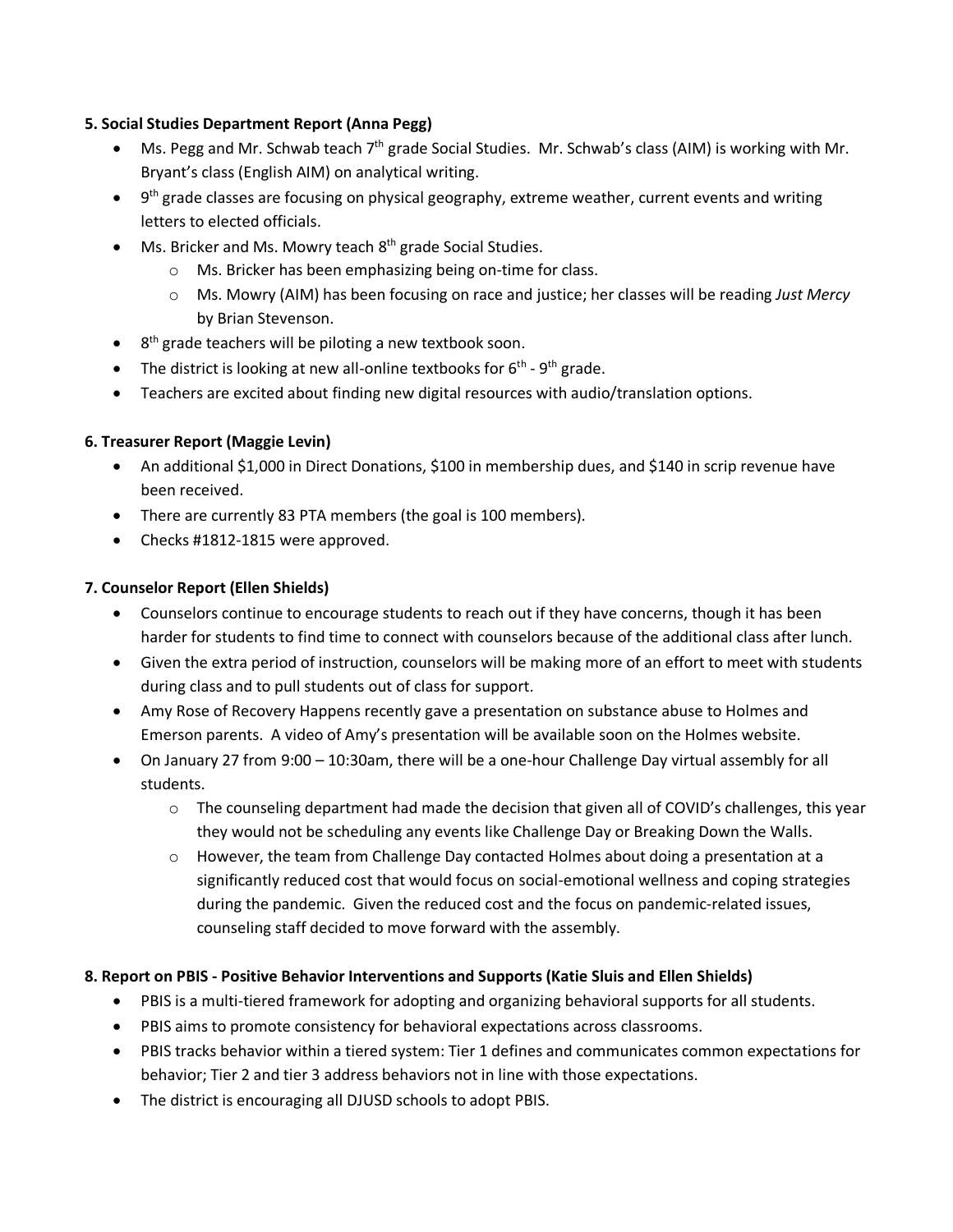**5. Social Studies Department Report (Anna Pegg)**

- Ms. Pegg and Mr. Schwab teach 7th grade Social Studies. Mr. Schwab's class (AIM) is working with Mr. Bryant's class (English AIM) on analytical writing.
- 9th grade classes are focusing on physical geography, extreme weather, current events and writing letters to elected officials.
- Ms. Bricker and Ms. Mowry teach 8th grade Social Studies.
  - Ms. Bricker has been emphasizing being on-time for class.
  - Ms. Mowry (AIM) has been focusing on race and justice; her classes will be reading *Just Mercy* by Brian Stevenson.
- 8th grade teachers will be piloting a new textbook soon.
- The district is looking at new all-online textbooks for 6th - 9th grade.
- Teachers are excited about finding new digital resources with audio/translation options.

**6. Treasurer Report (Maggie Levin)**

- An additional $1,000 in Direct Donations, $100 in membership dues, and $140 in scrip revenue have been received.
- There are currently 83 PTA members (the goal is 100 members).
- Checks #1812-1815 were approved.

**7. Counselor Report (Ellen Shields)**

- Counselors continue to encourage students to reach out if they have concerns, though it has been harder for students to find time to connect with counselors because of the additional class after lunch.
- Given the extra period of instruction, counselors will be making more of an effort to meet with students during class and to pull students out of class for support.
- Amy Rose of Recovery Happens recently gave a presentation on substance abuse to Holmes and Emerson parents. A video of Amy's presentation will be available soon on the Holmes website.
- On January 27 from 9:00 – 10:30am, there will be a one-hour Challenge Day virtual assembly for all students.
  - The counseling department had made the decision that given all of COVID's challenges, this year they would not be scheduling any events like Challenge Day or Breaking Down the Walls.
  - However, the team from Challenge Day contacted Holmes about doing a presentation at a significantly reduced cost that would focus on social-emotional wellness and coping strategies during the pandemic. Given the reduced cost and the focus on pandemic-related issues, counseling staff decided to move forward with the assembly.

**8. Report on PBIS - Positive Behavior Interventions and Supports (Katie Sluis and Ellen Shields)**

- PBIS is a multi-tiered framework for adopting and organizing behavioral supports for all students.
- PBIS aims to promote consistency for behavioral expectations across classrooms.
- PBIS tracks behavior within a tiered system: Tier 1 defines and communicates common expectations for behavior; Tier 2 and tier 3 address behaviors not in line with those expectations.
- The district is encouraging all DJUSD schools to adopt PBIS.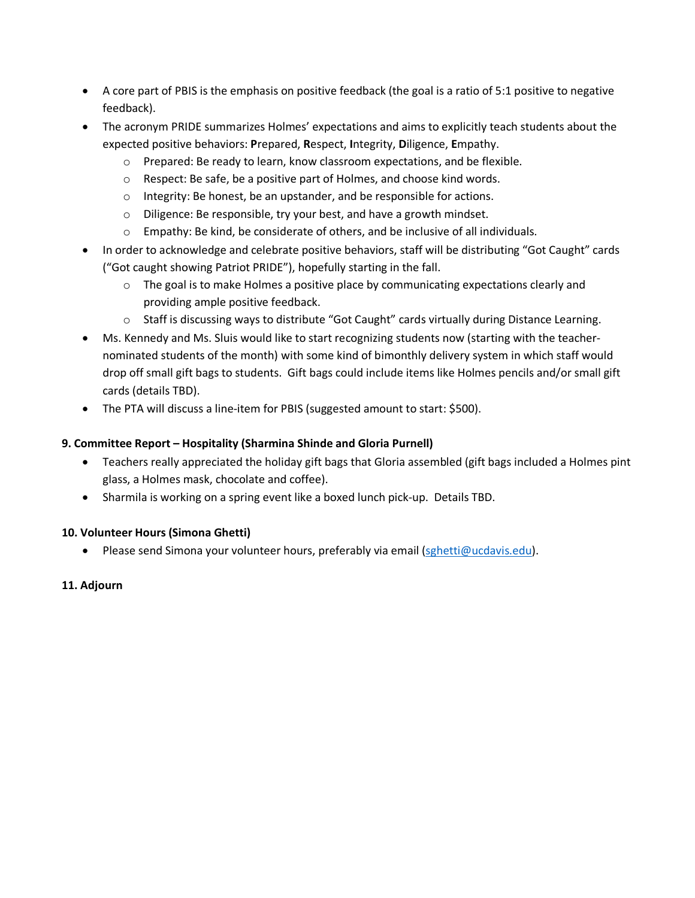- A core part of PBIS is the emphasis on positive feedback (the goal is a ratio of 5:1 positive to negative feedback).
- The acronym PRIDE summarizes Holmes' expectations and aims to explicitly teach students about the expected positive behaviors: **P**repared, **R**espect, **I**ntegrity, **D**iligence, **E**mpathy.
  - Prepared: Be ready to learn, know classroom expectations, and be flexible.
  - Respect: Be safe, be a positive part of Holmes, and choose kind words.
  - Integrity: Be honest, be an upstander, and be responsible for actions.
  - Diligence: Be responsible, try your best, and have a growth mindset.
  - Empathy: Be kind, be considerate of others, and be inclusive of all individuals.
- In order to acknowledge and celebrate positive behaviors, staff will be distributing "Got Caught" cards ("Got caught showing Patriot PRIDE"), hopefully starting in the fall.
  - The goal is to make Holmes a positive place by communicating expectations clearly and providing ample positive feedback.
  - Staff is discussing ways to distribute "Got Caught" cards virtually during Distance Learning.
- Ms. Kennedy and Ms. Sluis would like to start recognizing students now (starting with the teacher-nominated students of the month) with some kind of bimonthly delivery system in which staff would drop off small gift bags to students. Gift bags could include items like Holmes pencils and/or small gift cards (details TBD).
- The PTA will discuss a line-item for PBIS (suggested amount to start: $500).

**9. Committee Report – Hospitality (Sharmina Shinde and Gloria Purnell)**

- Teachers really appreciated the holiday gift bags that Gloria assembled (gift bags included a Holmes pint glass, a Holmes mask, chocolate and coffee).
- Sharmila is working on a spring event like a boxed lunch pick-up. Details TBD.

**10. Volunteer Hours (Simona Ghetti)**

- Please send Simona your volunteer hours, preferably via email (sghetti@ucdavis.edu).

**11. Adjourn**